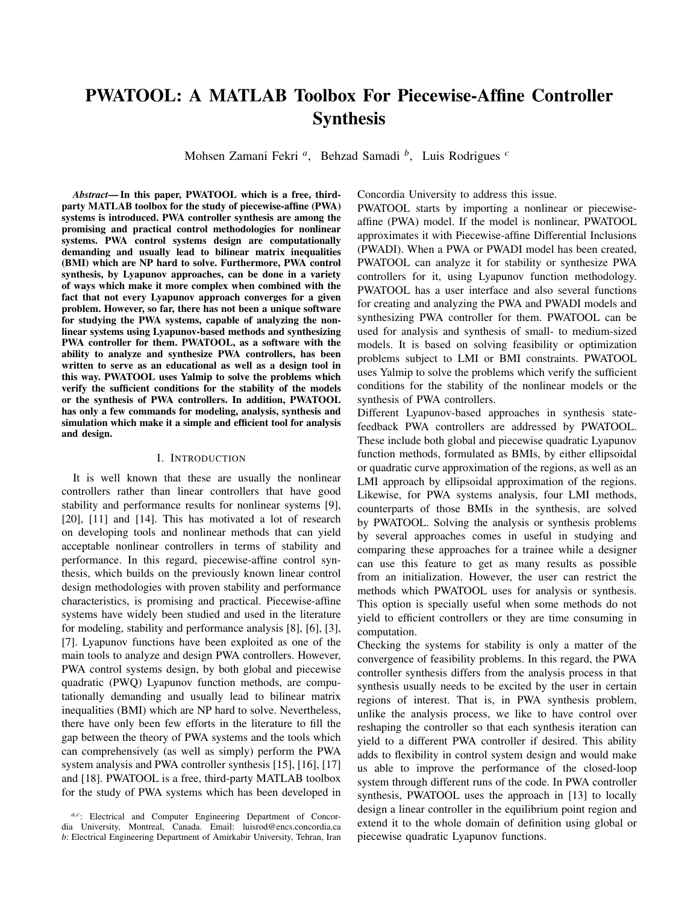# PWATOOL: A MATLAB Toolbox For Piecewise-Affine Controller Synthesis

Mohsen Zamani Fekri [a], Behzad Samadi [b], Luis Rodrigues [c]

***Abstract*— In this paper, PWATOOL which is a free, third-party MATLAB toolbox for the study of piecewise-affine (PWA) systems is introduced. PWA controller synthesis are among the promising and practical control methodologies for nonlinear systems. PWA control systems design are computationally demanding and usually lead to bilinear matrix inequalities (BMI) which are NP hard to solve. Furthermore, PWA control synthesis, by Lyapunov approaches, can be done in a variety of ways which make it more complex when combined with the fact that not every Lyapunov approach converges for a given problem. However, so far, there has not been a unique software for studying the PWA systems, capable of analyzing the nonlinear systems using Lyapunov-based methods and synthesizing PWA controller for them. PWATOOL, as a software with the ability to analyze and synthesize PWA controllers, has been written to serve as an educational as well as a design tool in this way. PWATOOL uses Yalmip to solve the problems which verify the sufficient conditions for the stability of the models or the synthesis of PWA controllers. In addition, PWATOOL has only a few commands for modeling, analysis, synthesis and simulation which make it a simple and efficient tool for analysis and design.**

## I. Introduction

It is well known that these are usually the nonlinear controllers rather than linear controllers that have good stability and performance results for nonlinear systems [9], [20], [11] and [14]. This has motivated a lot of research on developing tools and nonlinear methods that can yield acceptable nonlinear controllers in terms of stability and performance. In this regard, piecewise-affine control synthesis, which builds on the previously known linear control design methodologies with proven stability and performance characteristics, is promising and practical. Piecewise-affine systems have widely been studied and used in the literature for modeling, stability and performance analysis [8], [6], [3], [7]. Lyapunov functions have been exploited as one of the main tools to analyze and design PWA controllers. However, PWA control systems design, by both global and piecewise quadratic (PWQ) Lyapunov function methods, are computationally demanding and usually lead to bilinear matrix inequalities (BMI) which are NP hard to solve. Nevertheless, there have only been few efforts in the literature to fill the gap between the theory of PWA systems and the tools which can comprehensively (as well as simply) perform the PWA system analysis and PWA controller synthesis [15], [16], [17] and [18]. PWATOOL is a free, third-party MATLAB toolbox for the study of PWA systems which has been developed in Concordia University to address this issue.

PWATOOL starts by importing a nonlinear or piecewise-affine (PWA) model. If the model is nonlinear, PWATOOL approximates it with Piecewise-affine Differential Inclusions (PWADI). When a PWA or PWADI model has been created, PWATOOL can analyze it for stability or synthesize PWA controllers for it, using Lyapunov function methodology. PWATOOL has a user interface and also several functions for creating and analyzing the PWA and PWADI models and synthesizing PWA controller for them. PWATOOL can be used for analysis and synthesis of small- to medium-sized models. It is based on solving feasibility or optimization problems subject to LMI or BMI constraints. PWATOOL uses Yalmip to solve the problems which verify the sufficient conditions for the stability of the nonlinear models or the synthesis of PWA controllers.

Different Lyapunov-based approaches in synthesis state-feedback PWA controllers are addressed by PWATOOL. These include both global and piecewise quadratic Lyapunov function methods, formulated as BMIs, by either ellipsoidal or quadratic curve approximation of the regions, as well as an LMI approach by ellipsoidal approximation of the regions. Likewise, for PWA systems analysis, four LMI methods, counterparts of those BMIs in the synthesis, are solved by PWATOOL. Solving the analysis or synthesis problems by several approaches comes in useful in studying and comparing these approaches for a trainee while a designer can use this feature to get as many results as possible from an initialization. However, the user can restrict the methods which PWATOOL uses for analysis or synthesis. This option is specially useful when some methods do not yield to efficient controllers or they are time consuming in computation.

Checking the systems for stability is only a matter of the convergence of feasibility problems. In this regard, the PWA controller synthesis differs from the analysis process in that synthesis usually needs to be excited by the user in certain regions of interest. That is, in PWA synthesis problem, unlike the analysis process, we like to have control over reshaping the controller so that each synthesis iteration can yield to a different PWA controller if desired. This ability adds to flexibility in control system design and would make us able to improve the performance of the closed-loop system through different runs of the code. In PWA controller synthesis, PWATOOL uses the approach in [13] to locally design a linear controller in the equilibrium point region and extend it to the whole domain of definition using global or piecewise quadratic Lyapunov functions.

[a,c]: Electrical and Computer Engineering Department of Concordia University, Montreal, Canada. Email: luisrod@encs.concordia.ca
[b]: Electrical Engineering Department of Amirkabir University, Tehran, Iran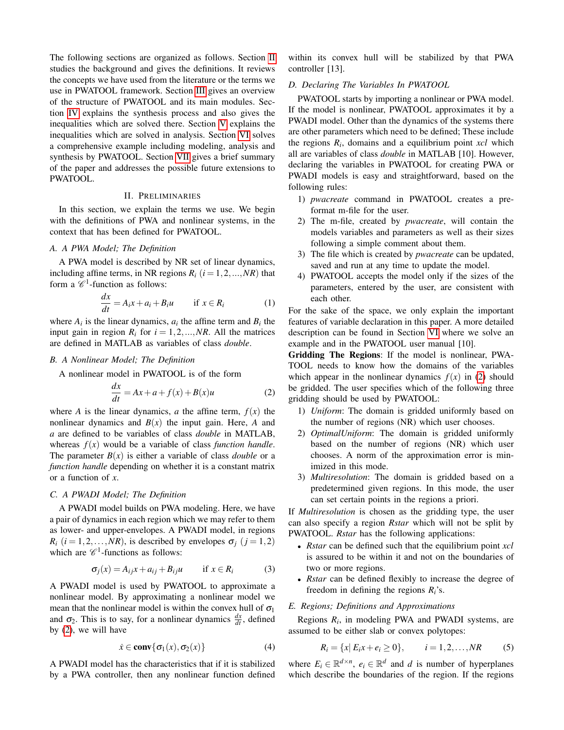The following sections are organized as follows. Section II studies the background and gives the definitions. It reviews the concepts we have used from the literature or the terms we use in PWATOOL framework. Section III gives an overview of the structure of PWATOOL and its main modules. Section IV explains the synthesis process and also gives the inequalities which are solved there. Section V explains the inequalities which are solved in analysis. Section VI solves a comprehensive example including modeling, analysis and synthesis by PWATOOL. Section VII gives a brief summary of the paper and addresses the possible future extensions to PWATOOL.

## II. Preliminaries

In this section, we explain the terms we use. We begin with the definitions of PWA and nonlinear systems, in the context that has been defined for PWATOOL.

### A. A PWA Model; The Definition

A PWA model is described by NR set of linear dynamics, including affine terms, in NR regions $R_i$ $(i = 1,2,...,NR)$ that form a $\mathscr{C}^1$-function as follows:

$$\frac{dx}{dt} = A_i x + a_i + B_i u \qquad \text{if } x \in R_i \tag{1}$$

where $A_i$ is the linear dynamics, $a_i$ the affine term and $B_i$ the input gain in region $R_i$ for $i = 1,2,...,NR$. All the matrices are defined in MATLAB as variables of class *double*.

### B. A Nonlinear Model; The Definition

A nonlinear model in PWATOOL is of the form

$$\frac{dx}{dt} = Ax + a + f(x) + B(x)u \tag{2}$$

where $A$ is the linear dynamics, $a$ the affine term, $f(x)$ the nonlinear dynamics and $B(x)$ the input gain. Here, $A$ and $a$ are defined to be variables of class *double* in MATLAB, whereas $f(x)$ would be a variable of class *function handle*. The parameter $B(x)$ is either a variable of class *double* or a *function handle* depending on whether it is a constant matrix or a function of $x$.

### C. A PWADI Model; The Definition

A PWADI model builds on PWA modeling. Here, we have a pair of dynamics in each region which we may refer to them as lower- and upper-envelopes. A PWADI model, in regions $R_i$ $(i = 1,2,\ldots,NR)$, is described by envelopes $\sigma_j$ $(j = 1,2)$ which are $\mathscr{C}^1$-functions as follows:

$$\sigma_j(x) = A_{ij}x + a_{ij} + B_{ij}u \qquad \text{if } x \in R_i \tag{3}$$

A PWADI model is used by PWATOOL to approximate a nonlinear model. By approximating a nonlinear model we mean that the nonlinear model is within the convex hull of $\sigma_1$ and $\sigma_2$. This is to say, for a nonlinear dynamics $\frac{dx}{dt}$, defined by (2), we will have

$$\dot{x} \in \mathbf{conv}\{\sigma_1(x), \sigma_2(x)\} \tag{4}$$

A PWADI model has the characteristics that if it is stabilized by a PWA controller, then any nonlinear function defined within its convex hull will be stabilized by that PWA controller [13].

### D. Declaring The Variables In PWATOOL

PWATOOL starts by importing a nonlinear or PWA model. If the model is nonlinear, PWATOOL approximates it by a PWADI model. Other than the dynamics of the systems there are other parameters which need to be defined; These include the regions $R_i$, domains and a equilibrium point *xcl* which all are variables of class *double* in MATLAB [10]. However, declaring the variables in PWATOOL for creating PWA or PWADI models is easy and straightforward, based on the following rules:

1) *pwacreate* command in PWATOOL creates a pre-format m-file for the user.
2) The m-file, created by *pwacreate*, will contain the models variables and parameters as well as their sizes following a simple comment about them.
3) The file which is created by *pwacreate* can be updated, saved and run at any time to update the model.
4) PWATOOL accepts the model only if the sizes of the parameters, entered by the user, are consistent with each other.

For the sake of the space, we only explain the important features of variable declaration in this paper. A more detailed description can be found in Section VI where we solve an example and in the PWATOOL user manual [10].

**Gridding The Regions**: If the model is nonlinear, PWATOOL needs to know how the domains of the variables which appear in the nonlinear dynamics $f(x)$ in (2) should be gridded. The user specifies which of the following three gridding should be used by PWATOOL:

1) *Uniform*: The domain is gridded uniformly based on the number of regions (NR) which user chooses.
2) *OptimalUniform*: The domain is gridded uniformly based on the number of regions (NR) which user chooses. A norm of the approximation error is minimized in this mode.
3) *Multiresolution*: The domain is gridded based on a predetermined given regions. In this mode, the user can set certain points in the regions a priori.

If *Multiresolution* is chosen as the gridding type, the user can also specify a region *Rstar* which will not be split by PWATOOL. *Rstar* has the following applications:

- *Rstar* can be defined such that the equilibrium point *xcl* is assured to be within it and not on the boundaries of two or more regions.
- *Rstar* can be defined flexibly to increase the degree of freedom in defining the regions $R_i$'s.

### E. Regions; Definitions and Approximations

Regions $R_i$, in modeling PWA and PWADI systems, are assumed to be either slab or convex polytopes:

$$R_i = \{x | \, E_i x + e_i \geq 0\}, \qquad i = 1,2,\ldots,NR \tag{5}$$

where $E_i \in \mathbb{R}^{d\times n}$, $e_i \in \mathbb{R}^d$ and $d$ is number of hyperplanes which describe the boundaries of the region. If the regions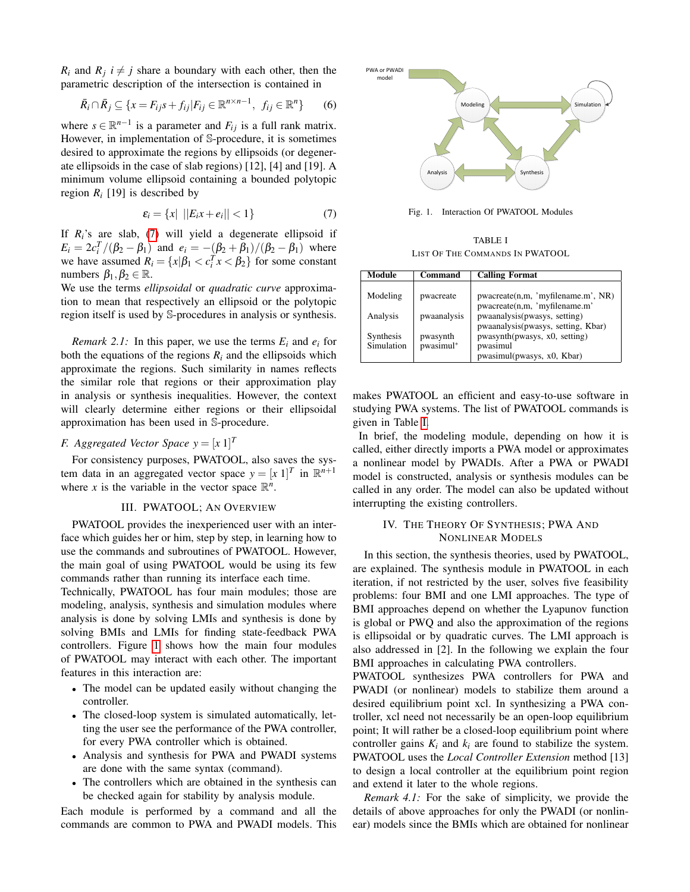$R_i$ and $R_j$ $i \neq j$ share a boundary with each other, then the parametric description of the intersection is contained in

$$\bar{R}_i \cap \bar{R}_j \subseteq \{x = F_{ij}s + f_{ij} | F_{ij} \in \mathbb{R}^{n \times n-1},\ f_{ij} \in \mathbb{R}^n\} \qquad (6)$$

where $s \in \mathbb{R}^{n-1}$ is a parameter and $F_{ij}$ is a full rank matrix. However, in implementation of $\mathbb{S}$-procedure, it is sometimes desired to approximate the regions by ellipsoids (or degenerate ellipsoids in the case of slab regions) [12], [4] and [19]. A minimum volume ellipsoid containing a bounded polytopic region $R_i$ [19] is described by

$$\varepsilon_i = \{x| \ ||E_i x + e_i|| < 1\} \qquad (7)$$

If $R_i$'s are slab, (7) will yield a degenerate ellipsoid if $E_i = 2c_i^T/(\beta_2 - \beta_1)$ and $e_i = -(\beta_2 + \beta_1)/(\beta_2 - \beta_1)$ where we have assumed $R_i = \{x | \beta_1 < c_i^T x < \beta_2\}$ for some constant numbers $\beta_1, \beta_2 \in \mathbb{R}$.
We use the terms *ellipsoidal* or *quadratic curve* approximation to mean that respectively an ellipsoid or the polytopic region itself is used by $\mathbb{S}$-procedures in analysis or synthesis.

*Remark 2.1:* In this paper, we use the terms $E_i$ and $e_i$ for both the equations of the regions $R_i$ and the ellipsoids which approximate the regions. Such similarity in names reflects the similar role that regions or their approximation play in analysis or synthesis inequalities. However, the context will clearly determine either regions or their ellipsoidal approximation has been used in $\mathbb{S}$-procedure.

### F. Aggregated Vector Space $y = [x\ 1]^T$

For consistency purposes, PWATOOL, also saves the system data in an aggregated vector space $y = [x\ 1]^T$ in $\mathbb{R}^{n+1}$ where $x$ is the variable in the vector space $\mathbb{R}^n$.

## III. PWATOOL; An Overview

PWATOOL provides the inexperienced user with an interface which guides her or him, step by step, in learning how to use the commands and subroutines of PWATOOL. However, the main goal of using PWATOOL would be using its few commands rather than running its interface each time.
Technically, PWATOOL has four main modules; those are modeling, analysis, synthesis and simulation modules where analysis is done by solving LMIs and synthesis is done by solving BMIs and LMIs for finding state-feedback PWA controllers. Figure 1 shows how the main four modules of PWATOOL may interact with each other. The important features in this interaction are:

- The model can be updated easily without changing the controller.
- The closed-loop system is simulated automatically, letting the user see the performance of the PWA controller, for every PWA controller which is obtained.
- Analysis and synthesis for PWA and PWADI systems are done with the same syntax (command).
- The controllers which are obtained in the synthesis can be checked again for stability by analysis module.

Each module is performed by a command and all the commands are common to PWA and PWADI models. This makes PWATOOL an efficient and easy-to-use software in studying PWA systems. The list of PWATOOL commands is given in Table I.

Fig. 1. Interaction Of PWATOOL Modules

TABLE I
List Of The Commands In PWATOOL

| Module | Command | Calling Format |
|---|---|---|
| Modeling | pwacreate | pwacreate(n,m, 'myfilename.m', NR)<br>pwacreate(n,m, 'myfilename.m' |
| Analysis | pwaanalysis | pwaanalysis(pwasys, setting)<br>pwaanalysis(pwasys, setting, Kbar) |
| Synthesis | pwasynth | pwasynth(pwasys, x0, setting) |
| Simulation | pwasimul* | pwasimul<br>pwasimul(pwasys, x0, Kbar) |

In brief, the modeling module, depending on how it is called, either directly imports a PWA model or approximates a nonlinear model by PWADIs. After a PWA or PWADI model is constructed, analysis or synthesis modules can be called in any order. The model can also be updated without interrupting the existing controllers.

## IV. The Theory Of Synthesis; PWA And Nonlinear Models

In this section, the synthesis theories, used by PWATOOL, are explained. The synthesis module in PWATOOL in each iteration, if not restricted by the user, solves five feasibility problems: four BMI and one LMI approaches. The type of BMI approaches depend on whether the Lyapunov function is global or PWQ and also the approximation of the regions is ellipsoidal or by quadratic curves. The LMI approach is also addressed in [2]. In the following we explain the four BMI approaches in calculating PWA controllers.
PWATOOL synthesizes PWA controllers for PWA and PWADI (or nonlinear) models to stabilize them around a desired equilibrium point xcl. In synthesizing a PWA controller, xcl need not necessarily be an open-loop equilibrium point; It will rather be a closed-loop equilibrium point where controller gains $K_i$ and $k_i$ are found to stabilize the system. PWATOOL uses the *Local Controller Extension* method [13] to design a local controller at the equilibrium point region and extend it later to the whole regions.

*Remark 4.1:* For the sake of simplicity, we provide the details of above approaches for only the PWADI (or nonlinear) models since the BMIs which are obtained for nonlinear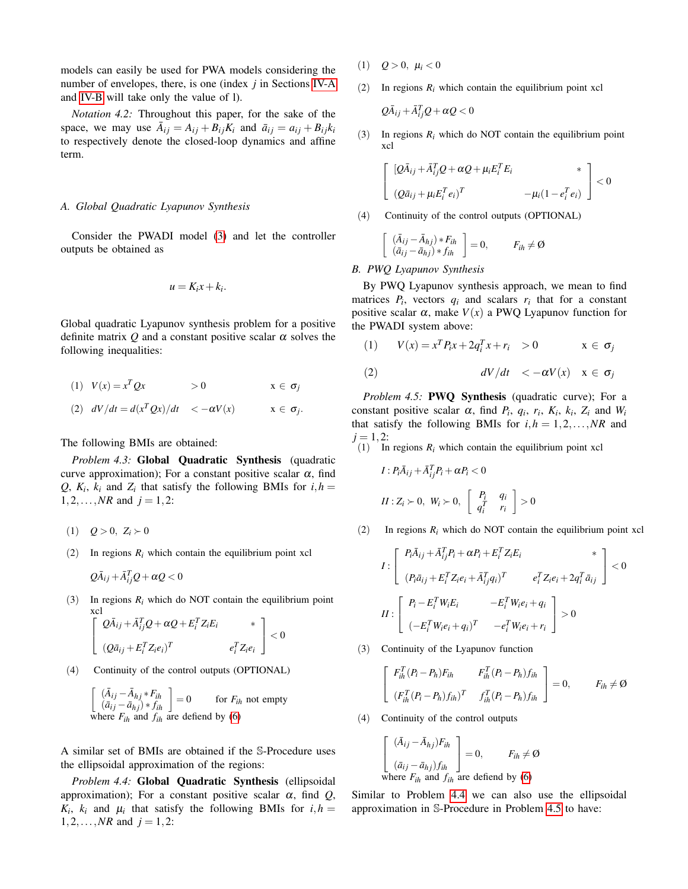models can easily be used for PWA models considering the number of envelopes, there, is one (index $j$ in Sections IV-A and IV-B will take only the value of 1).

*Notation 4.2:* Throughout this paper, for the sake of the space, we may use $\bar{A}_{ij} = A_{ij} + B_{ij}K_i$ and $\bar{a}_{ij} = a_{ij} + B_{ij}k_i$ to respectively denote the closed-loop dynamics and affine term.

### A. Global Quadratic Lyapunov Synthesis

Consider the PWADI model (3) and let the controller outputs be obtained as

$$u = K_i x + k_i.$$

Global quadratic Lyapunov synthesis problem for a positive definite matrix $Q$ and a constant positive scalar $\alpha$ solves the following inequalities:

$$(1)\quad V(x) = x^T Q x \qquad > 0 \qquad x \in \sigma_j$$

$$(2)\quad dV/dt = d(x^T Q x)/dt \qquad < -\alpha V(x) \qquad x \in \sigma_j.$$

The following BMIs are obtained:

*Problem 4.3:* **Global Quadratic Synthesis** (quadratic curve approximation); For a constant positive scalar $\alpha$, find $Q$, $K_i$, $k_i$ and $Z_i$ that satisfy the following BMIs for $i,h = 1,2,\ldots,NR$ and $j = 1,2$:

(1) $Q > 0,\ Z_i \succ 0$

(2) In regions $R_i$ which contain the equilibrium point xcl

$$Q\bar{A}_{ij} + \bar{A}_{ij}^T Q + \alpha Q < 0$$

(3) In regions $R_i$ which do NOT contain the equilibrium point xcl

$$\begin{bmatrix} Q\bar{A}_{ij} + \bar{A}_{ij}^T Q + \alpha Q + E_i^T Z_i E_i & * \\ (Q\bar{a}_{ij} + E_i^T Z_i e_i)^T & e_i^T Z_i e_i \end{bmatrix} < 0$$

(4) Continuity of the control outputs (OPTIONAL)

$$\begin{bmatrix} (\bar{A}_{ij} - \bar{A}_{hj} * F_{ih} \\ (\bar{a}_{ij} - \bar{a}_{hj}) * f_{ih} \end{bmatrix} = 0 \qquad \text{for } F_{ih} \text{ not empty}$$

where $F_{ih}$ and $f_{ih}$ are deriend by (6)

A similar set of BMIs are obtained if the $\mathbb{S}$-Procedure uses the ellipsoidal approximation of the regions:

*Problem 4.4:* **Global Quadratic Synthesis** (ellipsoidal approximation); For a constant positive scalar $\alpha$, find $Q$, $K_i$, $k_i$ and $\mu_i$ that satisfy the following BMIs for $i,h = 1,2,\ldots,NR$ and $j = 1,2$:

(1) $Q > 0,\ \mu_i < 0$

(2) In regions $R_i$ which contain the equilibrium point xcl

$$Q\bar{A}_{ij} + \bar{A}_{ij}^T Q + \alpha Q < 0$$

(3) In regions $R_i$ which do NOT contain the equilibrium point xcl

$$\begin{bmatrix} [Q\bar{A}_{ij} + \bar{A}_{ij}^T Q + \alpha Q + \mu_i E_i^T E_i & * \\ (Q\bar{a}_{ij} + \mu_i E_i^T e_i)^T & -\mu_i(1 - e_i^T e_i) \end{bmatrix} < 0$$

(4) Continuity of the control outputs (OPTIONAL)

$$\begin{bmatrix} (\bar{A}_{ij} - \bar{A}_{hj}) * F_{ih} \\ (\bar{a}_{ij} - \bar{a}_{hj}) * f_{ih} \end{bmatrix} = 0, \qquad F_{ih} \neq \emptyset$$

### B. PWQ Lyapunov Synthesis

By PWQ Lyapunov synthesis approach, we mean to find matrices $P_i$, vectors $q_i$ and scalars $r_i$ that for a constant positive scalar $\alpha$, make $V(x)$ a PWQ Lyapunov function for the PWADI system above:

$$(1)\quad V(x) = x^T P_i x + 2q_i^T x + r_i \quad > 0 \qquad x \in \sigma_j$$

$$(2)\quad dV/dt \quad < -\alpha V(x) \quad x \in \sigma_j$$

*Problem 4.5:* **PWQ Synthesis** (quadratic curve); For a constant positive scalar $\alpha$, find $P_i$, $q_i$, $r_i$, $K_i$, $k_i$, $Z_i$ and $W_i$ that satisfy the following BMIs for $i,h = 1,2,\ldots,NR$ and $j = 1,2$:

(1) In regions $R_i$ which contain the equilibrium point xcl

$$I: P_i\bar{A}_{ij} + \bar{A}_{ij}^T P_i + \alpha P_i < 0$$

$$II: Z_i \succ 0,\ W_i \succ 0,\ \begin{bmatrix} P_i & q_i \\ q_i^T & r_i \end{bmatrix} > 0$$

(2) In regions $R_i$ which do NOT contain the equilibrium point xcl

$$I: \begin{bmatrix} P_i\bar{A}_{ij} + \bar{A}_{ij}^T P_i + \alpha P_i + E_i^T Z_i E_i & * \\ (P_i\bar{a}_{ij} + E_i^T Z_i e_i + \bar{A}_{ij}^T q_i)^T & e_i^T Z_i e_i + 2q_i^T \bar{a}_{ij} \end{bmatrix} < 0$$

$$II: \begin{bmatrix} P_i - E_i^T W_i E_i & -E_i^T W_i e_i + q_i \\ (-E_i^T W_i e_i + q_i)^T & -e_i^T W_i e_i + r_i \end{bmatrix} > 0$$

(3) Continuity of the Lyapunov function

$$\begin{bmatrix} F_{ih}^T(P_i - P_h)F_{ih} & F_{ih}^T(P_i - P_h)f_{ih} \\ (F_{ih}^T(P_i - P_h)f_{ih})^T & f_{ih}^T(P_i - P_h)f_{ih} \end{bmatrix} = 0, \qquad F_{ih} \neq \emptyset$$

(4) Continuity of the control outputs

$$\begin{bmatrix} (\bar{A}_{ij} - \bar{A}_{hj})F_{ih} \\ (\bar{a}_{ij} - \bar{a}_{hj})f_{ih} \end{bmatrix} = 0, \qquad F_{ih} \neq \emptyset$$

where $F_{ih}$ and $f_{ih}$ are deriend by (6)

Similar to Problem 4.4 we can also use the ellipsoidal approximation in $\mathbb{S}$-Procedure in Problem 4.5 to have: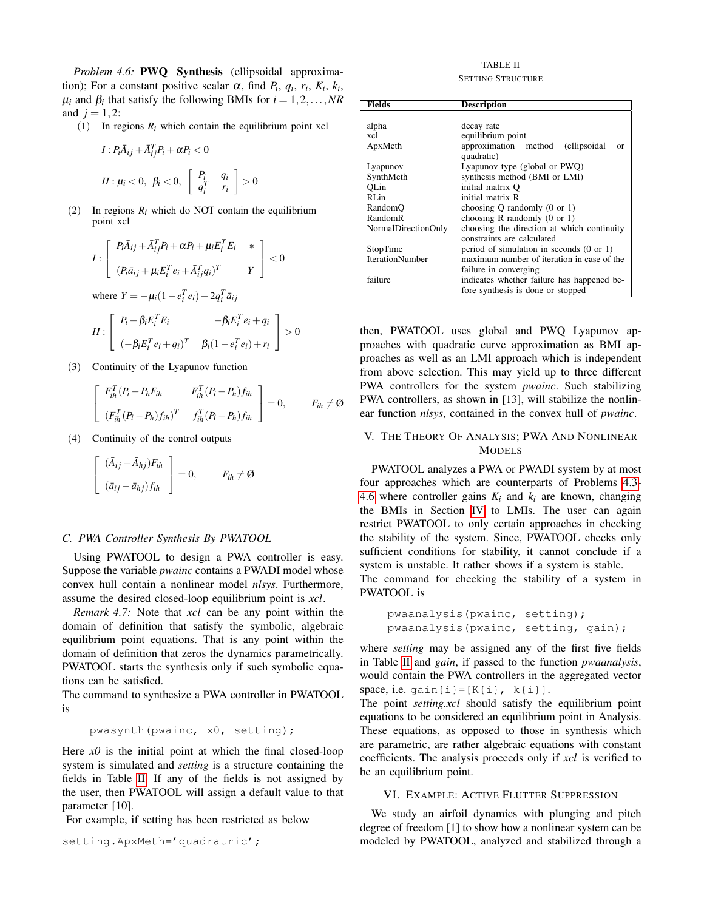*Problem 4.6:* **PWQ Synthesis** (ellipsoidal approximation); For a constant positive scalar $\alpha$, find $P_i$, $q_i$, $r_i$, $K_i$, $k_i$, $\mu_i$ and $\beta_i$ that satisfy the following BMIs for $i = 1, 2, \ldots, NR$ and $j = 1, 2$:

(1) In regions $R_i$ which contain the equilibrium point xcl

$$I : P_i\bar{A}_{ij} + \bar{A}_{ij}^T P_i + \alpha P_i < 0$$

$$II : \mu_i < 0, \;\; \beta_i < 0, \;\; \begin{bmatrix} P_i & q_i \\ q_i^T & r_i \end{bmatrix} > 0$$

(2) In regions $R_i$ which do NOT contain the equilibrium point xcl

$$I : \begin{bmatrix} P_i\bar{A}_{ij} + \bar{A}_{ij}^T P_i + \alpha P_i + \mu_i E_i^T E_i & * \\ (P_i\bar{a}_{ij} + \mu_i E_i^T e_i + \bar{A}_{ij}^T q_i)^T & Y \end{bmatrix} < 0$$

where $Y = -\mu_i(1 - e_i^T e_i) + 2q_i^T \bar{a}_{ij}$

$$II : \begin{bmatrix} P_i - \beta_i E_i^T E_i & -\beta_i E_i^T e_i + q_i \\ (-\beta_i E_i^T e_i + q_i)^T & \beta_i(1 - e_i^T e_i) + r_i \end{bmatrix} > 0$$

(3) Continuity of the Lyapunov function

$$\begin{bmatrix} F_{ih}^T(P_i - P_h F_{ih} & F_{ih}^T(P_i - P_h) f_{ih} \\ (F_{ih}^T(P_i - P_h) f_{ih})^T & f_{ih}^T(P_i - P_h) f_{ih} \end{bmatrix} = 0, \qquad F_{ih} \neq \emptyset$$

(4) Continuity of the control outputs

$$\begin{bmatrix} (\bar{A}_{ij} - \bar{A}_{hj})F_{ih} \\ (\bar{a}_{ij} - \bar{a}_{hj}) f_{ih} \end{bmatrix} = 0, \qquad F_{ih} \neq \emptyset$$

### C. PWA Controller Synthesis By PWATOOL

Using PWATOOL to design a PWA controller is easy. Suppose the variable *pwainc* contains a PWADI model whose convex hull contain a nonlinear model *nlsys*. Furthermore, assume the desired closed-loop equilibrium point is *xcl*.

*Remark 4.7:* Note that *xcl* can be any point within the domain of definition that satisfy the symbolic, algebraic equilibrium point equations. That is any point within the domain of definition that zeros the dynamics parametrically. PWATOOL starts the synthesis only if such symbolic equations can be satisfied.
The command to synthesize a PWA controller in PWATOOL is

```
pwasynth(pwainc, x0, setting);
```

Here *x0* is the initial point at which the final closed-loop system is simulated and *setting* is a structure containing the fields in Table II. If any of the fields is not assigned by the user, then PWATOOL will assign a default value to that parameter [10].
For example, if setting has been restricted as below

```
setting.ApxMeth='quadratic';
```

TABLE II
SETTING STRUCTURE

| Fields | Description |
| --- | --- |
| alpha | decay rate |
| xcl | equilibrium point |
| ApxMeth | approximation method (ellipsoidal or quadratic) |
| Lyapunov | Lyapunov type (global or PWQ) |
| SynthMeth | synthesis method (BMI or LMI) |
| QLin | initial matrix Q |
| RLin | initial matrix R |
| RandomQ | choosing Q randomly (0 or 1) |
| RandomR | choosing R randomly (0 or 1) |
| NormalDirectionOnly | choosing the direction at which continuity constraints are calculated |
| StopTime | period of simulation in seconds (0 or 1) |
| IterationNumber | maximum number of iteration in case of the failure in converging |
| failure | indicates whether failure has happened before synthesis is done or stopped |

then, PWATOOL uses global and PWQ Lyapunov approaches with quadratic curve approximation as BMI approaches as well as an LMI approach which is independent from above selection. This may yield up to three different PWA controllers for the system *pwainc*. Such stabilizing PWA controllers, as shown in [13], will stabilize the nonlinear function *nlsys*, contained in the convex hull of *pwainc*.

## V. The Theory Of Analysis; PWA And Nonlinear Models

PWATOOL analyzes a PWA or PWADI system by at most four approaches which are counterparts of Problems 4.3-4.6 where controller gains $K_i$ and $k_i$ are known, changing the BMIs in Section IV to LMIs. The user can again restrict PWATOOL to only certain approaches in checking the stability of the system. Since, PWATOOL checks only sufficient conditions for stability, it cannot conclude if a system is unstable. It rather shows if a system is stable.
The command for checking the stability of a system in PWATOOL is

```
pwaanalysis(pwainc, setting);
pwaanalysis(pwainc, setting, gain);
```

where *setting* may be assigned any of the first five fields in Table II and *gain*, if passed to the function *pwaanalysis*, would contain the PWA controllers in the aggregated vector space, i.e. `gain{i}=[K{i}, k{i}]`.
The point *setting.xcl* should satisfy the equilibrium point equations to be considered an equilibrium point in Analysis. These equations, as opposed to those in synthesis which are parametric, are rather algebraic equations with constant coefficients. The analysis proceeds only if *xcl* is verified to be an equilibrium point.

## VI. Example: Active Flutter Suppression

We study an airfoil dynamics with plunging and pitch degree of freedom [1] to show how a nonlinear system can be modeled by PWATOOL, analyzed and stabilized through a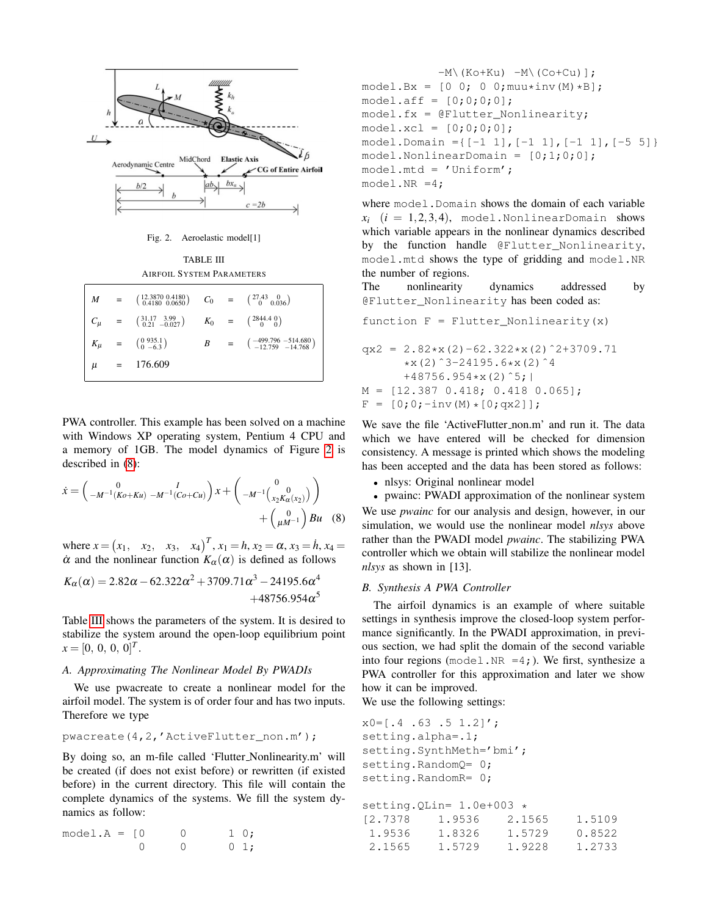Fig. 2. Aeroelastic model[1]

TABLE III
AIRFOIL SYSTEM PARAMETERS

| | | | | | |
|---|---|---|---|---|---|
| $M$ | = | $\begin{pmatrix} 12.3870 & 0.4180 \\ 0.4180 & 0.0650 \end{pmatrix}$ | $C_0$ | = | $\begin{pmatrix} 27.43 & 0 \\ 0 & 0.036 \end{pmatrix}$ |
| $C_\mu$ | = | $\begin{pmatrix} 31.17 & 3.99 \\ 0.21 & -0.027 \end{pmatrix}$ | $K_0$ | = | $\begin{pmatrix} 2844.4 & 0 \\ 0 & 0 \end{pmatrix}$ |
| $K_\mu$ | = | $\begin{pmatrix} 0 & 935.1 \\ 0 & -6.3 \end{pmatrix}$ | $B$ | = | $\begin{pmatrix} -499.796 & -514.680 \\ -12.759 & -14.768 \end{pmatrix}$ |
| $\mu$ | = | 176.609 | | | |

PWA controller. This example has been solved on a machine with Windows XP operating system, Pentium 4 CPU and a memory of 1GB. The model dynamics of Figure 2 is described in (8):

$$\dot{x} = \begin{pmatrix} 0 & I \\ -M^{-1}(Ko+Ku) & -M^{-1}(Co+Cu) \end{pmatrix} x + \begin{pmatrix} 0 \\ -M^{-1}\begin{pmatrix} 0 \\ x_2 K_\alpha(x_2) \end{pmatrix} \end{pmatrix} + \begin{pmatrix} 0 \\ \mu M^{-1} \end{pmatrix} Bu \quad (8)$$

where $x = \begin{pmatrix} x_1, & x_2, & x_3, & x_4 \end{pmatrix}^T$, $x_1 = h$, $x_2 = \alpha$, $x_3 = \dot{h}$, $x_4 = \dot{\alpha}$ and the nonlinear function $K_\alpha(\alpha)$ is defined as follows

$$K_\alpha(\alpha) = 2.82\alpha - 62.322\alpha^2 + 3709.71\alpha^3 - 24195.6\alpha^4 + 48756.954\alpha^5$$

Table III shows the parameters of the system. It is desired to stabilize the system around the open-loop equilibrium point $x = [0,\ 0,\ 0,\ 0]^T$.

### A. Approximating The Nonlinear Model By PWADIs

We use pwacreate to create a nonlinear model for the airfoil model. The system is of order four and has two inputs. Therefore we type

```
pwacreate(4,2,'ActiveFlutter_non.m');
```

By doing so, an m-file called 'Flutter_Nonlinearity.m' will be created (if does not exist before) or rewritten (if existed before) in the current directory. This file will contain the complete dynamics of the systems. We fill the system dynamics as follow:

```
model.A = [0      0       1  0;
           0      0       0  1;
           -M\(Ko+Ku)  -M\(Co+Cu)];
model.Bx = [0 0;  0 0;muu*inv(M)*B];
model.aff = [0;0;0;0];
model.fx = @Flutter_Nonlinearity;
model.xcl = [0;0;0;0];
model.Domain ={[-1 1],[-1 1],[-1 1],[-5 5]}
model.NonlinearDomain = [0;1;0;0];
model.mtd = 'Uniform';
model.NR =4;
```

where `model.Domain` shows the domain of each variable $x_i$ $(i = 1,2,3,4)$, `model.NonlinearDomain` shows which variable appears in the nonlinear dynamics described by the function handle `@Flutter_Nonlinearity`, `model.mtd` shows the type of gridding and `model.NR` the number of regions.

The nonlinearity dynamics addressed by `@Flutter_Nonlinearity` has been coded as:

```
function F = Flutter_Nonlinearity(x)

qx2 = 2.82*x(2)-62.322*x(2)^2+3709.71
      *x(2)^3-24195.6*x(2)^4
      +48756.954*x(2)^5;|
M = [12.387 0.418; 0.418 0.065];
F = [0;0;-inv(M)*[0;qx2]];
```

We save the file 'ActiveFlutter_non.m' and run it. The data which we have entered will be checked for dimension consistency. A message is printed which shows the modeling has been accepted and the data has been stored as follows:

- nlsys: Original nonlinear model
- pwainc: PWADI approximation of the nonlinear system

We use *pwainc* for our analysis and design, however, in our simulation, we would use the nonlinear model *nlsys* above rather than the PWADI model *pwainc*. The stabilizing PWA controller which we obtain will stabilize the nonlinear model *nlsys* as shown in [13].

### B. Synthesis A PWA Controller

The airfoil dynamics is an example of where suitable settings in synthesis improve the closed-loop system performance significantly. In the PWADI approximation, in previous section, we had split the domain of the second variable into four regions (`model.NR =4;`). We first, synthesize a PWA controller for this approximation and later we show how it can be improved.

We use the following settings:

```
x0=[.4 .63 .5 1.2]';
setting.alpha=.1;
setting.SynthMeth='bmi';
setting.RandomQ= 0;
setting.RandomR= 0;

setting.QLin= 1.0e+003 *
[2.7378     1.9536     2.1565     1.5109
 1.9536     1.8326     1.5729     0.8522
 2.1565     1.5729     1.9228     1.2733
```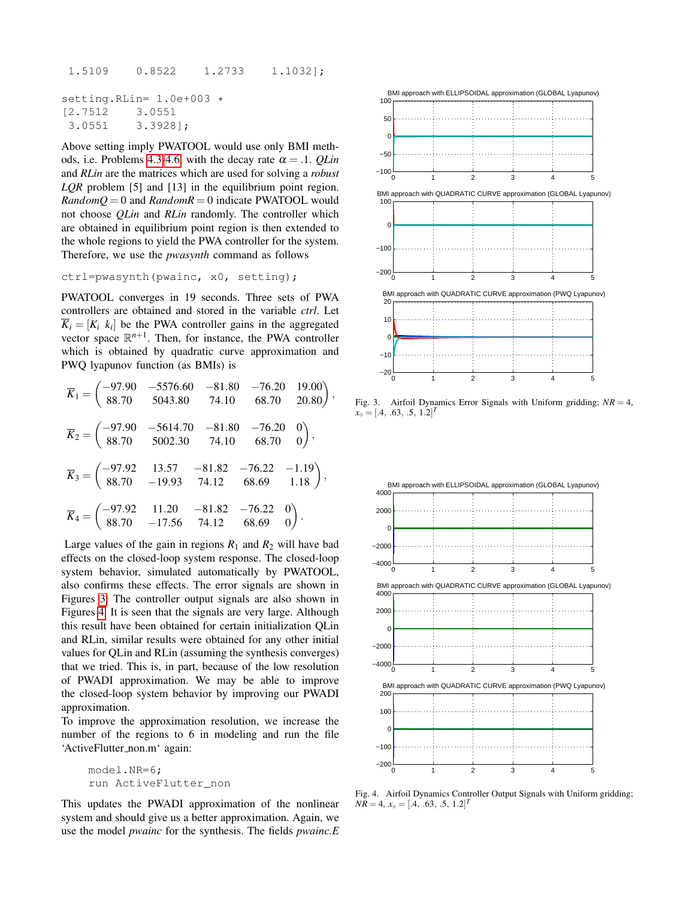```
 1.5109    0.8522    1.2733    1.1032];

setting.RLin= 1.0e+003 *
[2.7512    3.0551
 3.0551    3.3928];
```

Above setting imply PWATOOL would use only BMI methods, i.e. Problems 4.3-4.6, with the decay rate $\alpha = .1$. *QLin* and *RLin* are the matrices which are used for solving a *robust LQR* problem [5] and [13] in the equilibrium point region. $RandomQ = 0$ and $RandomR = 0$ indicate PWATOOL would not choose *QLin* and *RLin* randomly. The controller which are obtained in equilibrium point region is then extended to the whole regions to yield the PWA controller for the system. Therefore, we use the *pwasynth* command as follows

```
ctrl=pwasynth(pwainc, x0, setting);
```

PWATOOL converges in 19 seconds. Three sets of PWA controllers are obtained and stored in the variable *ctrl*. Let $\overline{K}_i = [K_i \ \ k_i]$ be the PWA controller gains in the aggregated vector space $\mathbb{R}^{n+1}$. Then, for instance, the PWA controller which is obtained by quadratic curve approximation and PWQ lyapunov function (as BMIs) is

$$\overline{K}_1 = \begin{pmatrix} -97.90 & -5576.60 & -81.80 & -76.20 & 19.00 \\ 88.70 & 5043.80 & 74.10 & 68.70 & 20.80 \end{pmatrix},$$

$$\overline{K}_2 = \begin{pmatrix} -97.90 & -5614.70 & -81.80 & -76.20 & 0 \\ 88.70 & 5002.30 & 74.10 & 68.70 & 0 \end{pmatrix},$$

$$\overline{K}_3 = \begin{pmatrix} -97.92 & 13.57 & -81.82 & -76.22 & -1.19 \\ 88.70 & -19.93 & 74.12 & 68.69 & 1.18 \end{pmatrix},$$

$$\overline{K}_4 = \begin{pmatrix} -97.92 & 11.20 & -81.82 & -76.22 & 0 \\ 88.70 & -17.56 & 74.12 & 68.69 & 0 \end{pmatrix}.$$

Large values of the gain in regions $R_1$ and $R_2$ will have bad effects on the closed-loop system response. The closed-loop system behavior, simulated automatically by PWATOOL, also confirms these effects. The error signals are shown in Figures 3. The controller output signals are also shown in Figures 4. It is seen that the signals are very large. Although this result have been obtained for certain initialization QLin and RLin, similar results were obtained for any other initial values for QLin and RLin (assuming the synthesis converges) that we tried. This is, in part, because of the low resolution of PWADI approximation. We may be able to improve the closed-loop system behavior by improving our PWADI approximation.

To improve the approximation resolution, we increase the number of the regions to 6 in modeling and run the file 'ActiveFlutter_non.m' again:

```
model.NR=6;
run ActiveFlutter_non
```

This updates the PWADI approximation of the nonlinear system and should give us a better approximation. Again, we use the model *pwainc* for the synthesis. The fields *pwainc.E*

Fig. 3. Airfoil Dynamics Error Signals with Uniform gridding; $NR = 4$, $x_\circ = [.4, .63, .5, 1.2]^T$

Fig. 4. Airfoil Dynamics Controller Output Signals with Uniform gridding; $NR = 4$, $x_\circ = [.4, .63, .5, 1.2]^T$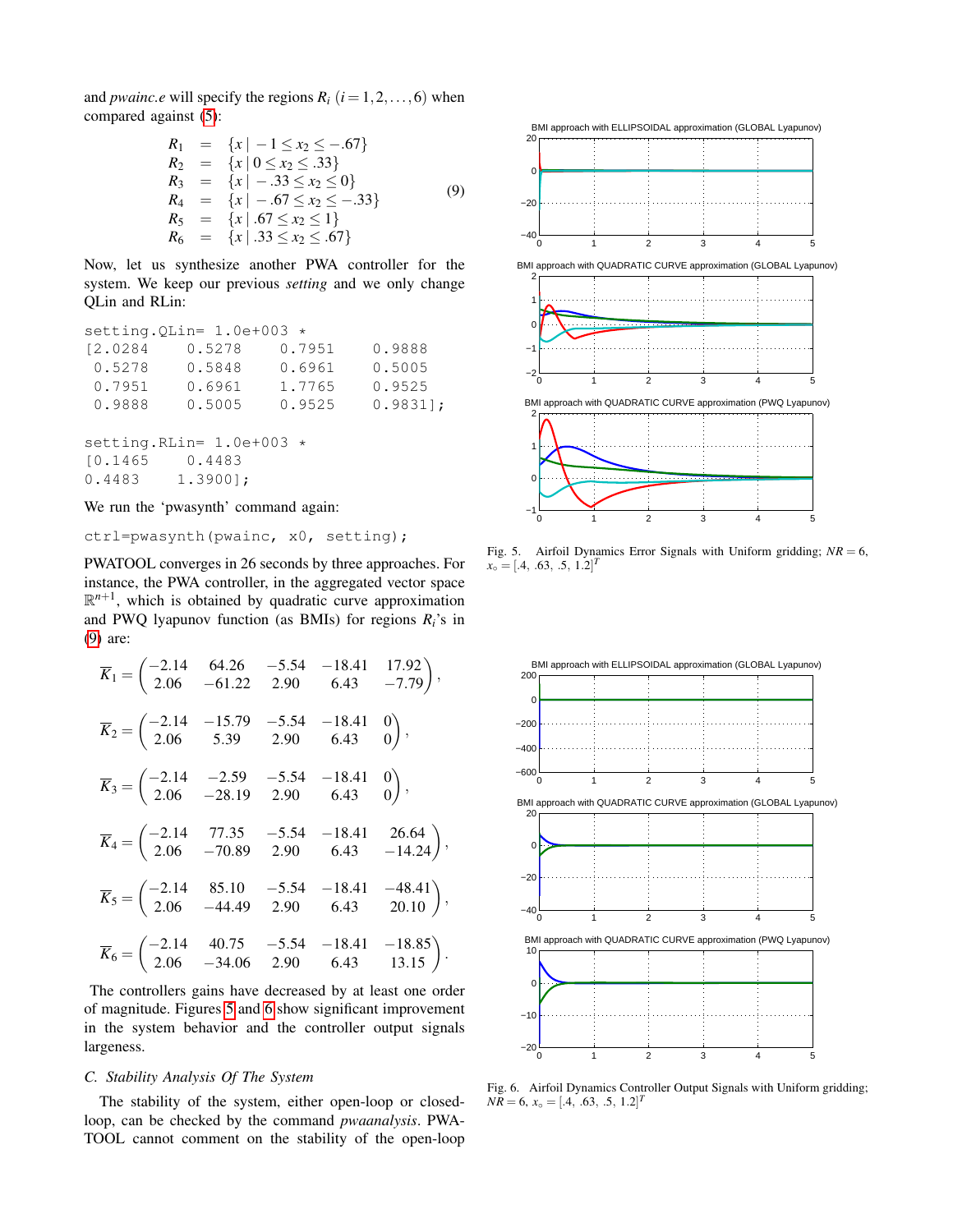and *pwainc.e* will specify the regions $R_i$ $(i = 1, 2, \ldots, 6)$ when compared against (5):

$$
\begin{array}{rcl}
R_1 & = & \{x \mid -1 \le x_2 \le -.67\} \\
R_2 & = & \{x \mid 0 \le x_2 \le .33\} \\
R_3 & = & \{x \mid -.33 \le x_2 \le 0\} \\
R_4 & = & \{x \mid -.67 \le x_2 \le -.33\} \\
R_5 & = & \{x \mid .67 \le x_2 \le 1\} \\
R_6 & = & \{x \mid .33 \le x_2 \le .67\}
\end{array} \tag{9}
$$

Now, let us synthesize another PWA controller for the system. We keep our previous *setting* and we only change QLin and RLin:

```
setting.QLin= 1.0e+003 *
[2.0284     0.5278     0.7951     0.9888
 0.5278     0.5848     0.6961     0.5005
 0.7951     0.6961     1.7765     0.9525
 0.9888     0.5005     0.9525     0.9831];
```

```
setting.RLin= 1.0e+003 *
[0.1465     0.4483
0.4483     1.3900];
```

We run the 'pwasynth' command again:

```
ctrl=pwasynth(pwainc, x0, setting);
```

PWATOOL converges in 26 seconds by three approaches. For instance, the PWA controller, in the aggregated vector space $\mathbb{R}^{n+1}$, which is obtained by quadratic curve approximation and PWQ lyapunov function (as BMIs) for regions $R_i$'s in (9) are:

$$\overline{K}_1 = \begin{pmatrix} -2.14 & 64.26 & -5.54 & -18.41 & 17.92 \\ 2.06 & -61.22 & 2.90 & 6.43 & -7.79 \end{pmatrix},$$

$$\overline{K}_2 = \begin{pmatrix} -2.14 & -15.79 & -5.54 & -18.41 & 0 \\ 2.06 & 5.39 & 2.90 & 6.43 & 0 \end{pmatrix},$$

$$\overline{K}_3 = \begin{pmatrix} -2.14 & -2.59 & -5.54 & -18.41 & 0 \\ 2.06 & -28.19 & 2.90 & 6.43 & 0 \end{pmatrix},$$

$$\overline{K}_4 = \begin{pmatrix} -2.14 & 77.35 & -5.54 & -18.41 & 26.64 \\ 2.06 & -70.89 & 2.90 & 6.43 & -14.24 \end{pmatrix},$$

$$\overline{K}_5 = \begin{pmatrix} -2.14 & 85.10 & -5.54 & -18.41 & -48.41 \\ 2.06 & -44.49 & 2.90 & 6.43 & 20.10 \end{pmatrix},$$

$$\overline{K}_6 = \begin{pmatrix} -2.14 & 40.75 & -5.54 & -18.41 & -18.85 \\ 2.06 & -34.06 & 2.90 & 6.43 & 13.15 \end{pmatrix}.$$

The controllers gains have decreased by at least one order of magnitude. Figures 5 and 6 show significant improvement in the system behavior and the controller output signals largeness.

### C. Stability Analysis Of The System

The stability of the system, either open-loop or closed-loop, can be checked by the command *pwaanalysis*. PWATOOL cannot comment on the stability of the open-loop

Fig. 5. Airfoil Dynamics Error Signals with Uniform gridding; $NR = 6$, $x_\circ = [.4,\ .63,\ .5,\ 1.2]^T$

Fig. 6. Airfoil Dynamics Controller Output Signals with Uniform gridding; $NR = 6$, $x_\circ = [.4,\ .63,\ .5,\ 1.2]^T$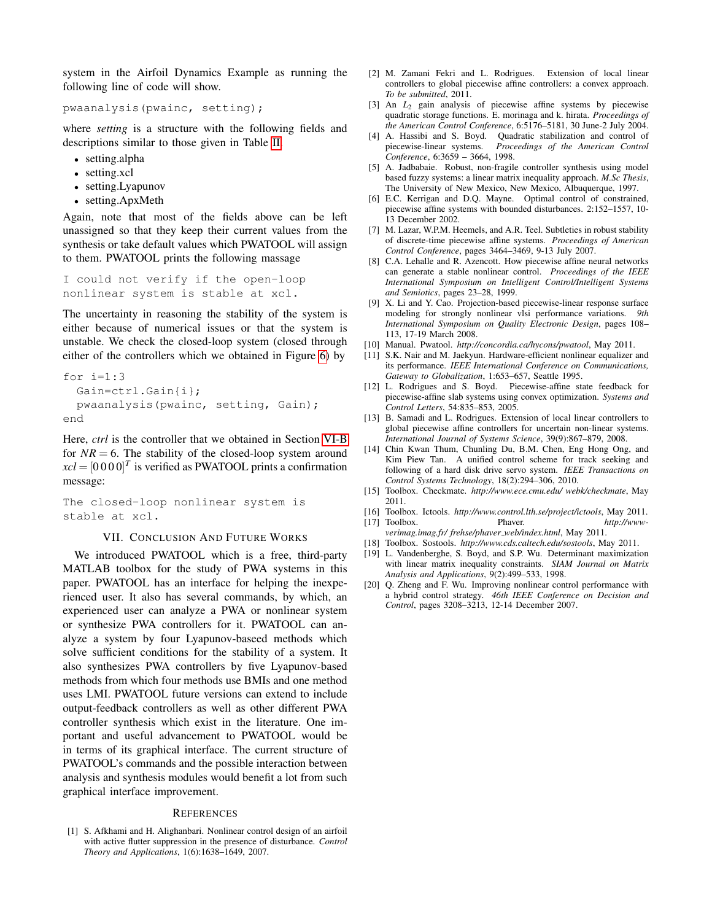system in the Airfoil Dynamics Example as running the following line of code will show.

```
pwaanalysis(pwainc, setting);
```

where *setting* is a structure with the following fields and descriptions similar to those given in Table II

- setting.alpha
- setting.xcl
- setting.Lyapunov
- setting.ApxMeth

Again, note that most of the fields above can be left unassigned so that they keep their current values from the synthesis or take default values which PWATOOL will assign to them. PWATOOL prints the following massage

```
I could not verify if the open-loop
nonlinear system is stable at xcl.
```

The uncertainty in reasoning the stability of the system is either because of numerical issues or that the system is unstable. We check the closed-loop system (closed through either of the controllers which we obtained in Figure 6) by

```
for i=1:3
  Gain=ctrl.Gain{i};
  pwaanalysis(pwainc, setting, Gain);
end
```

Here, *ctrl* is the controller that we obtained in Section VI-B for $NR = 6$. The stability of the closed-loop system around $xcl = [0\,0\,0\,0]^T$ is verified as PWATOOL prints a confirmation message:

```
The closed-loop nonlinear system is
stable at xcl.
```

## VII. Conclusion And Future Works

We introduced PWATOOL which is a free, third-party MATLAB toolbox for the study of PWA systems in this paper. PWATOOL has an interface for helping the inexperienced user. It also has several commands, by which, an experienced user can analyze a PWA or nonlinear system or synthesize PWA controllers for it. PWATOOL can analyze a system by four Lyapunov-baseed methods which solve sufficient conditions for the stability of a system. It also synthesizes PWA controllers by five Lyapunov-based methods from which four methods use BMIs and one method uses LMI. PWATOOL future versions can extend to include output-feedback controllers as well as other different PWA controller synthesis which exist in the literature. One important and useful advancement to PWATOOL would be in terms of its graphical interface. The current structure of PWATOOL's commands and the possible interaction between analysis and synthesis modules would benefit a lot from such graphical interface improvement.

## References

[1] S. Afkhami and H. Alighanbari. Nonlinear control design of an airfoil with active flutter suppression in the presence of disturbance. *Control Theory and Applications*, 1(6):1638–1649, 2007.

[2] M. Zamani Fekri and L. Rodrigues. Extension of local linear controllers to global piecewise affine controllers: a convex approach. *To be submitted*, 2011.

[3] An $L_2$ gain analysis of piecewise affine systems by piecewise quadratic storage functions. E. morinaga and k. hirata. *Proceedings of the American Control Conference*, 6:5176–5181, 30 June-2 July 2004.

[4] A. Hassibi and S. Boyd. Quadratic stabilization and control of piecewise-linear systems. *Proceedings of the American Control Conference*, 6:3659 – 3664, 1998.

[5] A. Jadbabaie. Robust, non-fragile controller synthesis using model based fuzzy systems: a linear matrix inequality approach. *M.Sc Thesis*, The University of New Mexico, New Mexico, Albuquerque, 1997.

[6] E.C. Kerrigan and D.Q. Mayne. Optimal control of constrained, piecewise affine systems with bounded disturbances. 2:152–1557, 10-13 December 2002.

[7] M. Lazar, W.P.M. Heemels, and A.R. Teel. Subtleties in robust stability of discrete-time piecewise affine systems. *Proceedings of American Control Conference*, pages 3464–3469, 9-13 July 2007.

[8] C.A. Lehalle and R. Azencott. How piecewise affine neural networks can generate a stable nonlinear control. *Proceedings of the IEEE International Symposium on Intelligent Control/Intelligent Systems and Semiotics*, pages 23–28, 1999.

[9] X. Li and Y. Cao. Projection-based piecewise-linear response surface modeling for strongly nonlinear vlsi performance variations. *9th International Symposium on Quality Electronic Design*, pages 108–113, 17-19 March 2008.

[10] Manual. Pwatool. *http://concordia.ca/hycons/pwatool*, May 2011.

[11] S.K. Nair and M. Jaekyun. Hardware-efficient nonlinear equalizer and its performance. *IEEE International Conference on Communications, Gateway to Globalization*, 1:653–657, Seattle 1995.

[12] L. Rodrigues and S. Boyd. Piecewise-affine state feedback for piecewise-affine slab systems using convex optimization. *Systems and Control Letters*, 54:835–853, 2005.

[13] B. Samadi and L. Rodrigues. Extension of local linear controllers to global piecewise affine controllers for uncertain non-linear systems. *International Journal of Systems Science*, 39(9):867–879, 2008.

[14] Chin Kwan Thum, Chunling Du, B.M. Chen, Eng Hong Ong, and Kim Piew Tan. A unified control scheme for track seeking and following of a hard disk drive servo system. *IEEE Transactions on Control Systems Technology*, 18(2):294–306, 2010.

[15] Toolbox. Checkmate. *http://www.ece.cmu.edu/ webk/checkmate*, May 2011.

[16] Toolbox. Ictools. *http://www.control.lth.se/project/ictools*, May 2011.

[17] Toolbox. Phaver. *http://www-verimag.imag.fr/ frehse/phaver_web/index.html*, May 2011.

[18] Toolbox. Sostools. *http://www.cds.caltech.edu/sostools*, May 2011.

[19] L. Vandenberghe, S. Boyd, and S.P. Wu. Determinant maximization with linear matrix inequality constraints. *SIAM Journal on Matrix Analysis and Applications*, 9(2):499–533, 1998.

[20] Q. Zheng and F. Wu. Improving nonlinear control performance with a hybrid control strategy. *46th IEEE Conference on Decision and Control*, pages 3208–3213, 12-14 December 2007.